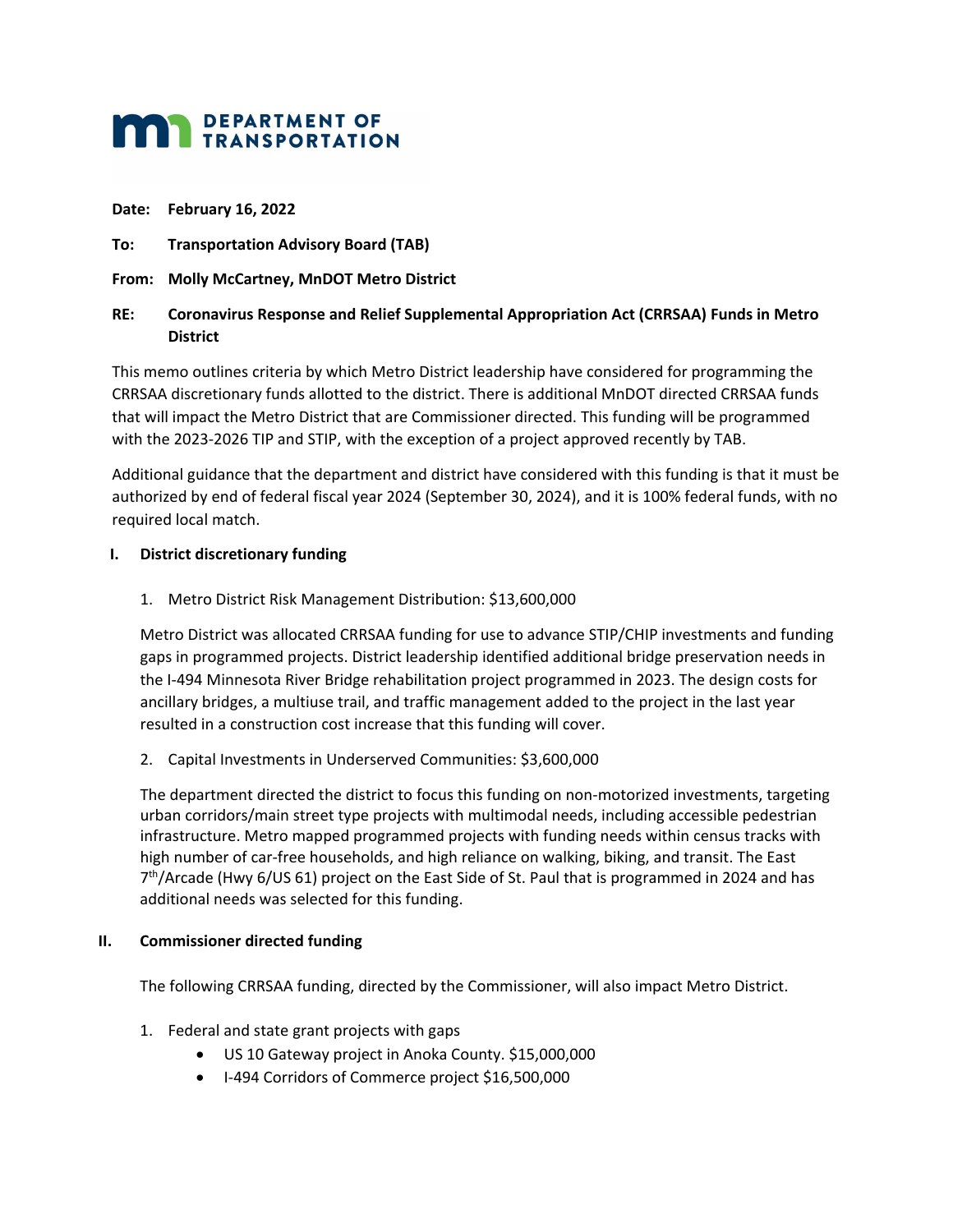**DEPARTMENT OF TRANSPORTATION**

**Date:** **February 16, 2022**

**To:** **Transportation Advisory Board (TAB)**

**From:** **Molly McCartney, MnDOT Metro District**

**RE:** **Coronavirus Response and Relief Supplemental Appropriation Act (CRRSAA) Funds in Metro District**

This memo outlines criteria by which Metro District leadership have considered for programming the CRRSAA discretionary funds allotted to the district. There is additional MnDOT directed CRRSAA funds that will impact the Metro District that are Commissioner directed. This funding will be programmed with the 2023-2026 TIP and STIP, with the exception of a project approved recently by TAB.

Additional guidance that the department and district have considered with this funding is that it must be authorized by end of federal fiscal year 2024 (September 30, 2024), and it is 100% federal funds, with no required local match.

## I. District discretionary funding

1. Metro District Risk Management Distribution: $13,600,000

Metro District was allocated CRRSAA funding for use to advance STIP/CHIP investments and funding gaps in programmed projects. District leadership identified additional bridge preservation needs in the I-494 Minnesota River Bridge rehabilitation project programmed in 2023. The design costs for ancillary bridges, a multiuse trail, and traffic management added to the project in the last year resulted in a construction cost increase that this funding will cover.

2. Capital Investments in Underserved Communities: $3,600,000

The department directed the district to focus this funding on non-motorized investments, targeting urban corridors/main street type projects with multimodal needs, including accessible pedestrian infrastructure. Metro mapped programmed projects with funding needs within census tracks with high number of car-free households, and high reliance on walking, biking, and transit. The East 7th/Arcade (Hwy 6/US 61) project on the East Side of St. Paul that is programmed in 2024 and has additional needs was selected for this funding.

## II. Commissioner directed funding

The following CRRSAA funding, directed by the Commissioner, will also impact Metro District.

1. Federal and state grant projects with gaps
   - US 10 Gateway project in Anoka County. $15,000,000
   - I-494 Corridors of Commerce project $16,500,000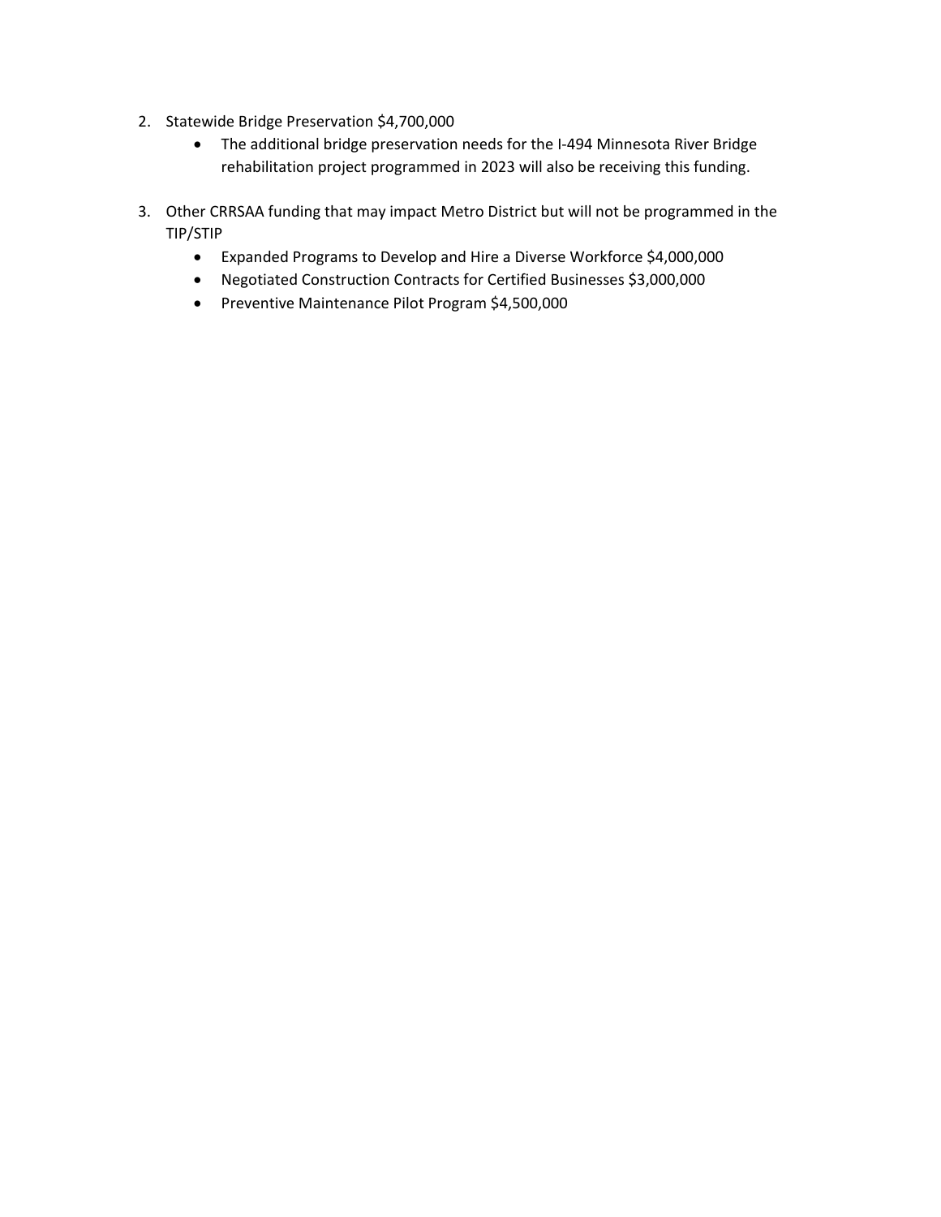2. Statewide Bridge Preservation $4,700,000
    - The additional bridge preservation needs for the I-494 Minnesota River Bridge rehabilitation project programmed in 2023 will also be receiving this funding.

3. Other CRRSAA funding that may impact Metro District but will not be programmed in the TIP/STIP
    - Expanded Programs to Develop and Hire a Diverse Workforce $4,000,000
    - Negotiated Construction Contracts for Certified Businesses $3,000,000
    - Preventive Maintenance Pilot Program $4,500,000